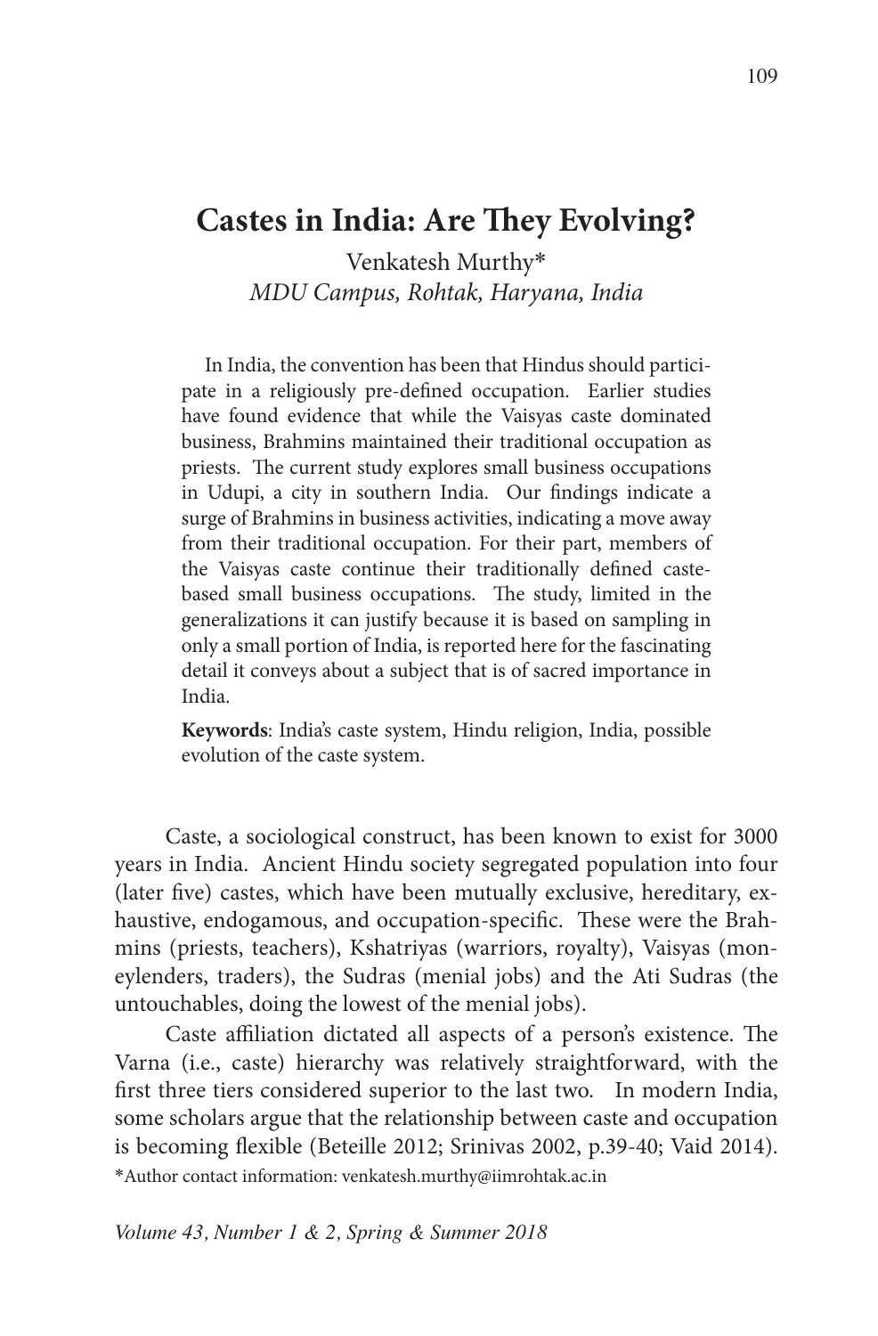# Castes in India: Are They Evolving?

Venkatesh Murthy*

*MDU Campus, Rohtak, Haryana, India*

In India, the convention has been that Hindus should participate in a religiously pre-defined occupation. Earlier studies have found evidence that while the Vaisyas caste dominated business, Brahmins maintained their traditional occupation as priests. The current study explores small business occupations in Udupi, a city in southern India. Our findings indicate a surge of Brahmins in business activities, indicating a move away from their traditional occupation. For their part, members of the Vaisyas caste continue their traditionally defined caste-based small business occupations. The study, limited in the generalizations it can justify because it is based on sampling in only a small portion of India, is reported here for the fascinating detail it conveys about a subject that is of sacred importance in India.

**Keywords**: India's caste system, Hindu religion, India, possible evolution of the caste system.

Caste, a sociological construct, has been known to exist for 3000 years in India. Ancient Hindu society segregated population into four (later five) castes, which have been mutually exclusive, hereditary, exhaustive, endogamous, and occupation-specific. These were the Brahmins (priests, teachers), Kshatriyas (warriors, royalty), Vaisyas (moneylenders, traders), the Sudras (menial jobs) and the Ati Sudras (the untouchables, doing the lowest of the menial jobs).

Caste affiliation dictated all aspects of a person's existence. The Varna (i.e., caste) hierarchy was relatively straightforward, with the first three tiers considered superior to the last two. In modern India, some scholars argue that the relationship between caste and occupation is becoming flexible (Beteille 2012; Srinivas 2002, p.39-40; Vaid 2014).

*Author contact information: venkatesh.murthy@iimrohtak.ac.in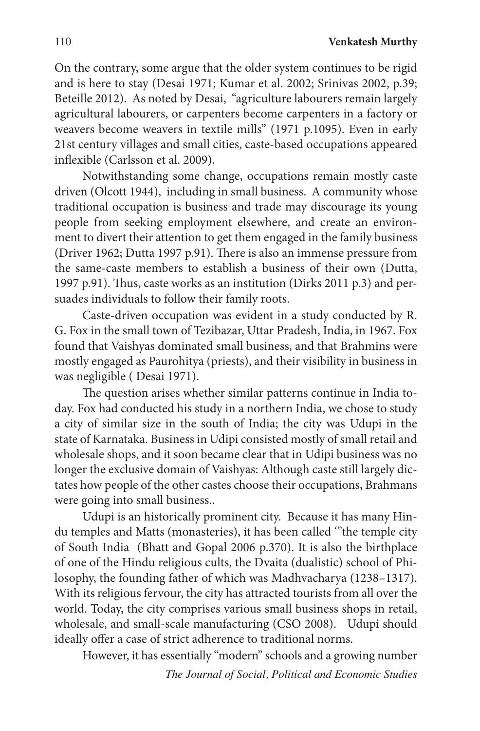On the contrary, some argue that the older system continues to be rigid and is here to stay (Desai 1971; Kumar et al. 2002; Srinivas 2002, p.39; Beteille 2012). As noted by Desai, "agriculture labourers remain largely agricultural labourers, or carpenters become carpenters in a factory or weavers become weavers in textile mills" (1971 p.1095). Even in early 21st century villages and small cities, caste-based occupations appeared inflexible (Carlsson et al. 2009).

Notwithstanding some change, occupations remain mostly caste driven (Olcott 1944), including in small business. A community whose traditional occupation is business and trade may discourage its young people from seeking employment elsewhere, and create an environment to divert their attention to get them engaged in the family business (Driver 1962; Dutta 1997 p.91). There is also an immense pressure from the same-caste members to establish a business of their own (Dutta, 1997 p.91). Thus, caste works as an institution (Dirks 2011 p.3) and persuades individuals to follow their family roots.

Caste-driven occupation was evident in a study conducted by R. G. Fox in the small town of Tezibazar, Uttar Pradesh, India, in 1967. Fox found that Vaishyas dominated small business, and that Brahmins were mostly engaged as Paurohitya (priests), and their visibility in business in was negligible ( Desai 1971).

The question arises whether similar patterns continue in India today. Fox had conducted his study in a northern India, we chose to study a city of similar size in the south of India; the city was Udupi in the state of Karnataka. Business in Udipi consisted mostly of small retail and wholesale shops, and it soon became clear that in Udipi business was no longer the exclusive domain of Vaishyas: Although caste still largely dictates how people of the other castes choose their occupations, Brahmans were going into small business..

Udupi is an historically prominent city. Because it has many Hindu temples and Matts (monasteries), it has been called '"the temple city of South India (Bhatt and Gopal 2006 p.370). It is also the birthplace of one of the Hindu religious cults, the Dvaita (dualistic) school of Philosophy, the founding father of which was Madhvacharya (1238–1317). With its religious fervour, the city has attracted tourists from all over the world. Today, the city comprises various small business shops in retail, wholesale, and small-scale manufacturing (CSO 2008). Udupi should ideally offer a case of strict adherence to traditional norms.

However, it has essentially "modern" schools and a growing number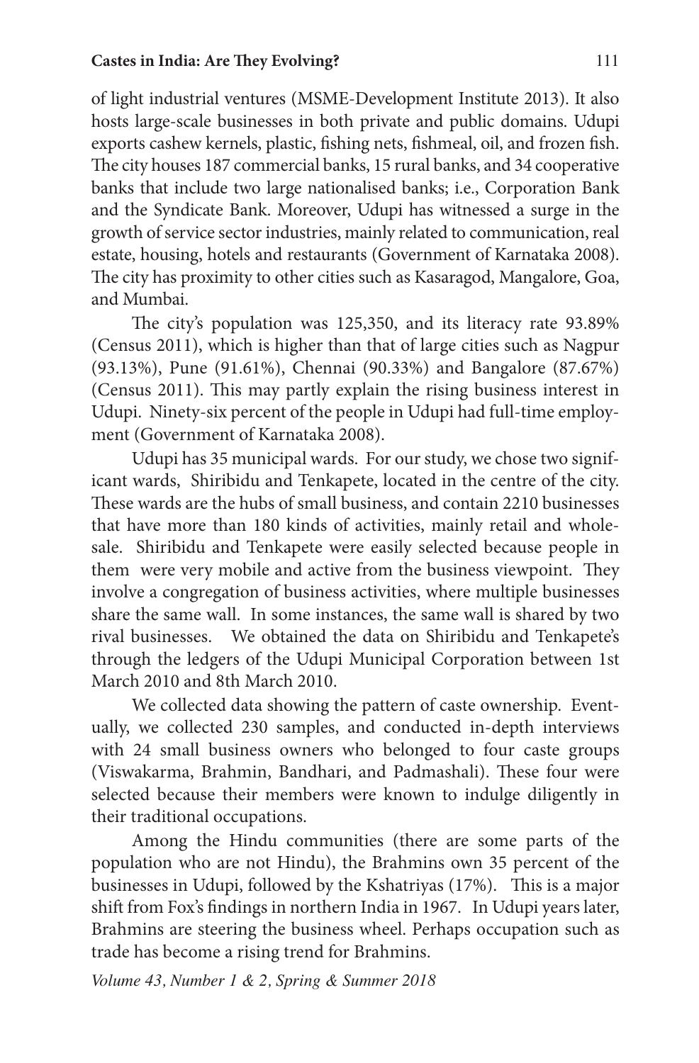of light industrial ventures (MSME-Development Institute 2013). It also hosts large-scale businesses in both private and public domains. Udupi exports cashew kernels, plastic, fishing nets, fishmeal, oil, and frozen fish. The city houses 187 commercial banks, 15 rural banks, and 34 cooperative banks that include two large nationalised banks; i.e., Corporation Bank and the Syndicate Bank. Moreover, Udupi has witnessed a surge in the growth of service sector industries, mainly related to communication, real estate, housing, hotels and restaurants (Government of Karnataka 2008). The city has proximity to other cities such as Kasaragod, Mangalore, Goa, and Mumbai.

The city's population was 125,350, and its literacy rate 93.89% (Census 2011), which is higher than that of large cities such as Nagpur (93.13%), Pune (91.61%), Chennai (90.33%) and Bangalore (87.67%) (Census 2011). This may partly explain the rising business interest in Udupi. Ninety-six percent of the people in Udupi had full-time employment (Government of Karnataka 2008).

Udupi has 35 municipal wards. For our study, we chose two significant wards, Shiribidu and Tenkapete, located in the centre of the city. These wards are the hubs of small business, and contain 2210 businesses that have more than 180 kinds of activities, mainly retail and wholesale. Shiribidu and Tenkapete were easily selected because people in them were very mobile and active from the business viewpoint. They involve a congregation of business activities, where multiple businesses share the same wall. In some instances, the same wall is shared by two rival businesses. We obtained the data on Shiribidu and Tenkapete's through the ledgers of the Udupi Municipal Corporation between 1st March 2010 and 8th March 2010.

We collected data showing the pattern of caste ownership. Eventually, we collected 230 samples, and conducted in-depth interviews with 24 small business owners who belonged to four caste groups (Viswakarma, Brahmin, Bandhari, and Padmashali). These four were selected because their members were known to indulge diligently in their traditional occupations.

Among the Hindu communities (there are some parts of the population who are not Hindu), the Brahmins own 35 percent of the businesses in Udupi, followed by the Kshatriyas (17%). This is a major shift from Fox's findings in northern India in 1967. In Udupi years later, Brahmins are steering the business wheel. Perhaps occupation such as trade has become a rising trend for Brahmins.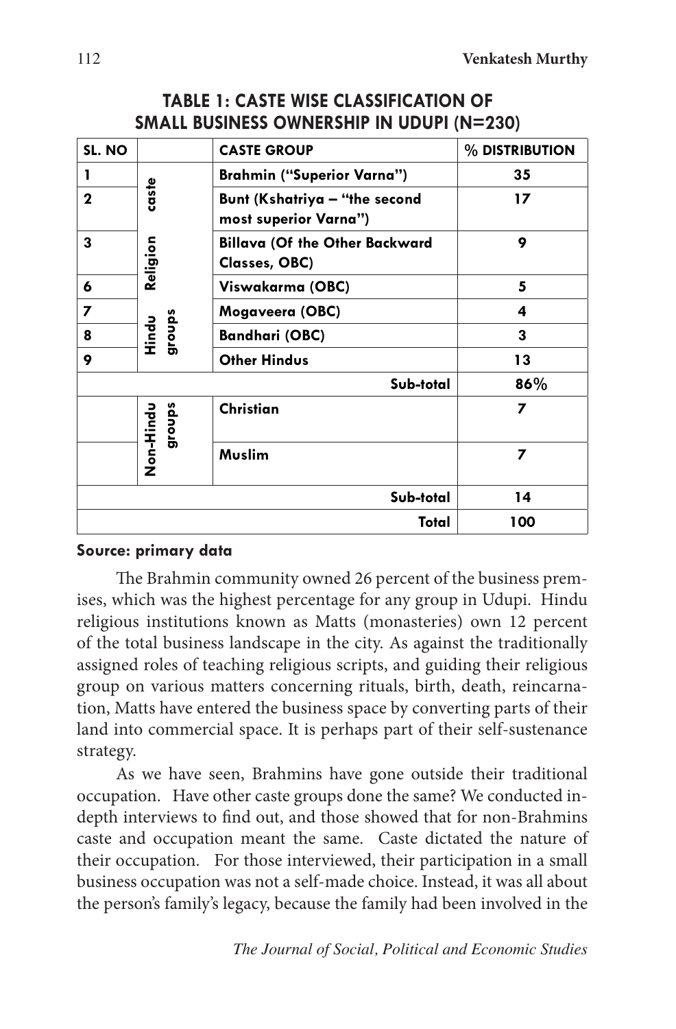**TABLE 1: CASTE WISE CLASSIFICATION OF SMALL BUSINESS OWNERSHIP IN UDUPI (N=230)**

| SL. NO | | CASTE GROUP | % DISTRIBUTION |
|---|---|---|---|
| 1 | Hindu Religion caste groups | Brahmin ("Superior Varna") | 35 |
| 2 | | Bunt (Kshatriya – "the second most superior Varna") | 17 |
| 3 | | Billava (Of the Other Backward Classes, OBC) | 9 |
| 6 | | Viswakarma (OBC) | 5 |
| 7 | | Mogaveera (OBC) | 4 |
| 8 | | Bandhari (OBC) | 3 |
| 9 | | Other Hindus | 13 |
| | | Sub-total | 86% |
| | Non-Hindu groups | Christian | 7 |
| | | Muslim | 7 |
| | | Sub-total | 14 |
| | | Total | 100 |

**Source: primary data**

The Brahmin community owned 26 percent of the business premises, which was the highest percentage for any group in Udupi. Hindu religious institutions known as Matts (monasteries) own 12 percent of the total business landscape in the city. As against the traditionally assigned roles of teaching religious scripts, and guiding their religious group on various matters concerning rituals, birth, death, reincarnation, Matts have entered the business space by converting parts of their land into commercial space. It is perhaps part of their self-sustenance strategy.

As we have seen, Brahmins have gone outside their traditional occupation. Have other caste groups done the same? We conducted in-depth interviews to find out, and those showed that for non-Brahmins caste and occupation meant the same. Caste dictated the nature of their occupation. For those interviewed, their participation in a small business occupation was not a self-made choice. Instead, it was all about the person's family's legacy, because the family had been involved in the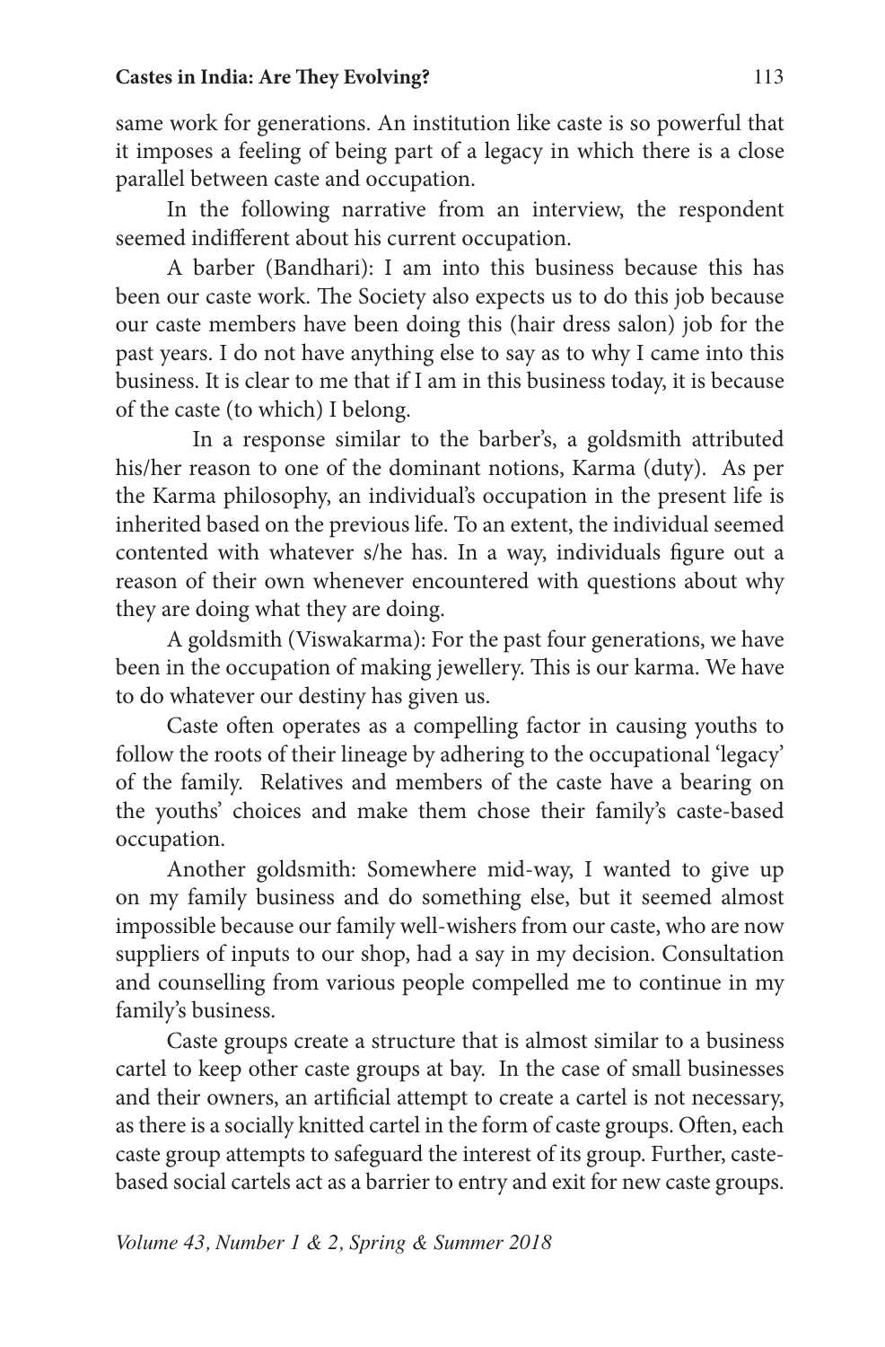same work for generations. An institution like caste is so powerful that it imposes a feeling of being part of a legacy in which there is a close parallel between caste and occupation.

In the following narrative from an interview, the respondent seemed indifferent about his current occupation.

A barber (Bandhari): I am into this business because this has been our caste work. The Society also expects us to do this job because our caste members have been doing this (hair dress salon) job for the past years. I do not have anything else to say as to why I came into this business. It is clear to me that if I am in this business today, it is because of the caste (to which) I belong.

In a response similar to the barber's, a goldsmith attributed his/her reason to one of the dominant notions, Karma (duty). As per the Karma philosophy, an individual's occupation in the present life is inherited based on the previous life. To an extent, the individual seemed contented with whatever s/he has. In a way, individuals figure out a reason of their own whenever encountered with questions about why they are doing what they are doing.

A goldsmith (Viswakarma): For the past four generations, we have been in the occupation of making jewellery. This is our karma. We have to do whatever our destiny has given us.

Caste often operates as a compelling factor in causing youths to follow the roots of their lineage by adhering to the occupational 'legacy' of the family. Relatives and members of the caste have a bearing on the youths' choices and make them chose their family's caste-based occupation.

Another goldsmith: Somewhere mid-way, I wanted to give up on my family business and do something else, but it seemed almost impossible because our family well-wishers from our caste, who are now suppliers of inputs to our shop, had a say in my decision. Consultation and counselling from various people compelled me to continue in my family's business.

Caste groups create a structure that is almost similar to a business cartel to keep other caste groups at bay. In the case of small businesses and their owners, an artificial attempt to create a cartel is not necessary, as there is a socially knitted cartel in the form of caste groups. Often, each caste group attempts to safeguard the interest of its group. Further, caste-based social cartels act as a barrier to entry and exit for new caste groups.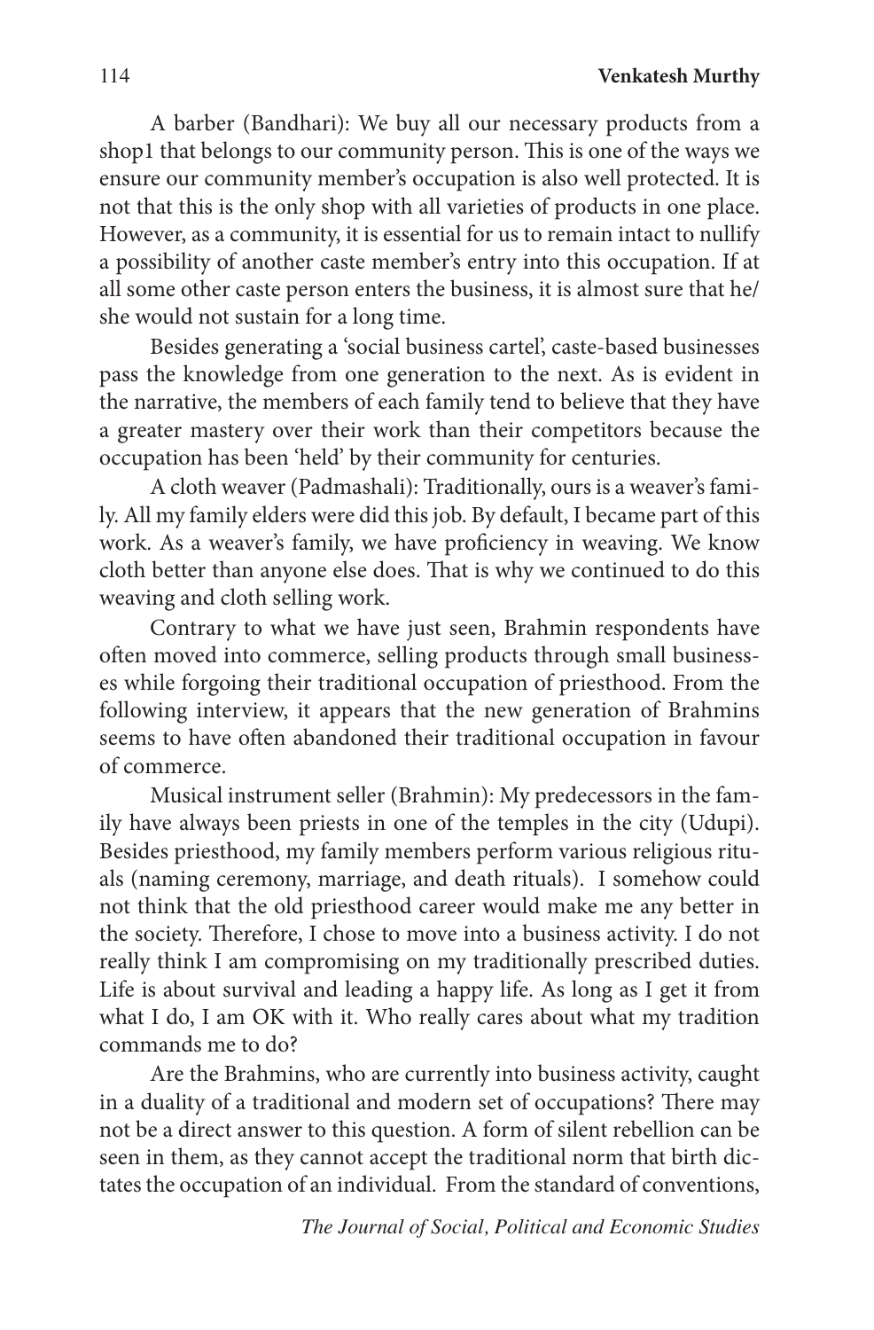A barber (Bandhari): We buy all our necessary products from a shop1 that belongs to our community person. This is one of the ways we ensure our community member's occupation is also well protected. It is not that this is the only shop with all varieties of products in one place. However, as a community, it is essential for us to remain intact to nullify a possibility of another caste member's entry into this occupation. If at all some other caste person enters the business, it is almost sure that he/she would not sustain for a long time.

Besides generating a 'social business cartel', caste-based businesses pass the knowledge from one generation to the next. As is evident in the narrative, the members of each family tend to believe that they have a greater mastery over their work than their competitors because the occupation has been 'held' by their community for centuries.

A cloth weaver (Padmashali): Traditionally, ours is a weaver's family. All my family elders were did this job. By default, I became part of this work. As a weaver's family, we have proficiency in weaving. We know cloth better than anyone else does. That is why we continued to do this weaving and cloth selling work.

Contrary to what we have just seen, Brahmin respondents have often moved into commerce, selling products through small businesses while forgoing their traditional occupation of priesthood. From the following interview, it appears that the new generation of Brahmins seems to have often abandoned their traditional occupation in favour of commerce.

Musical instrument seller (Brahmin): My predecessors in the family have always been priests in one of the temples in the city (Udupi). Besides priesthood, my family members perform various religious rituals (naming ceremony, marriage, and death rituals). I somehow could not think that the old priesthood career would make me any better in the society. Therefore, I chose to move into a business activity. I do not really think I am compromising on my traditionally prescribed duties. Life is about survival and leading a happy life. As long as I get it from what I do, I am OK with it. Who really cares about what my tradition commands me to do?

Are the Brahmins, who are currently into business activity, caught in a duality of a traditional and modern set of occupations? There may not be a direct answer to this question. A form of silent rebellion can be seen in them, as they cannot accept the traditional norm that birth dictates the occupation of an individual. From the standard of conventions,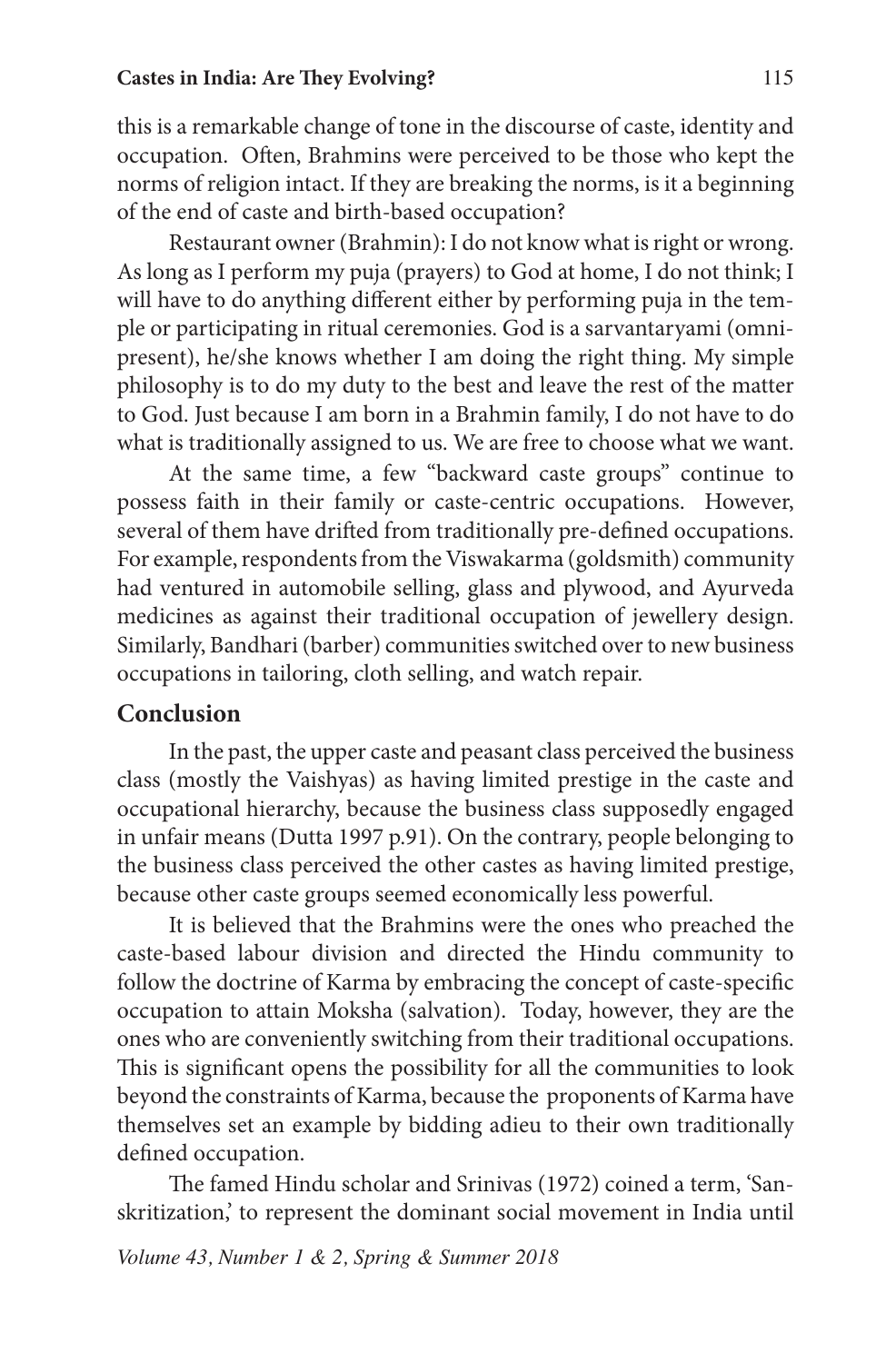this is a remarkable change of tone in the discourse of caste, identity and occupation. Often, Brahmins were perceived to be those who kept the norms of religion intact. If they are breaking the norms, is it a beginning of the end of caste and birth-based occupation?

Restaurant owner (Brahmin): I do not know what is right or wrong. As long as I perform my puja (prayers) to God at home, I do not think; I will have to do anything different either by performing puja in the temple or participating in ritual ceremonies. God is a sarvantaryami (omnipresent), he/she knows whether I am doing the right thing. My simple philosophy is to do my duty to the best and leave the rest of the matter to God. Just because I am born in a Brahmin family, I do not have to do what is traditionally assigned to us. We are free to choose what we want.

At the same time, a few "backward caste groups" continue to possess faith in their family or caste-centric occupations. However, several of them have drifted from traditionally pre-defined occupations. For example, respondents from the Viswakarma (goldsmith) community had ventured in automobile selling, glass and plywood, and Ayurveda medicines as against their traditional occupation of jewellery design. Similarly, Bandhari (barber) communities switched over to new business occupations in tailoring, cloth selling, and watch repair.

## Conclusion

In the past, the upper caste and peasant class perceived the business class (mostly the Vaishyas) as having limited prestige in the caste and occupational hierarchy, because the business class supposedly engaged in unfair means (Dutta 1997 p.91). On the contrary, people belonging to the business class perceived the other castes as having limited prestige, because other caste groups seemed economically less powerful.

It is believed that the Brahmins were the ones who preached the caste-based labour division and directed the Hindu community to follow the doctrine of Karma by embracing the concept of caste-specific occupation to attain Moksha (salvation). Today, however, they are the ones who are conveniently switching from their traditional occupations. This is significant opens the possibility for all the communities to look beyond the constraints of Karma, because the proponents of Karma have themselves set an example by bidding adieu to their own traditionally defined occupation.

The famed Hindu scholar and Srinivas (1972) coined a term, 'Sanskritization,' to represent the dominant social movement in India until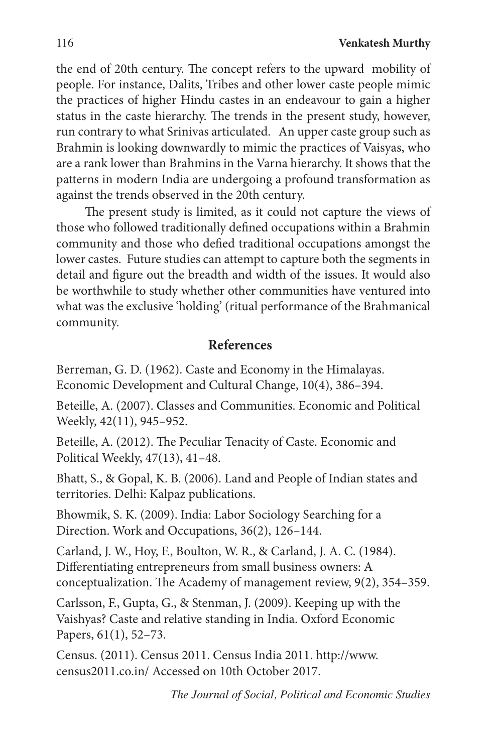the end of 20th century. The concept refers to the upward mobility of people. For instance, Dalits, Tribes and other lower caste people mimic the practices of higher Hindu castes in an endeavour to gain a higher status in the caste hierarchy. The trends in the present study, however, run contrary to what Srinivas articulated. An upper caste group such as Brahmin is looking downwardly to mimic the practices of Vaisyas, who are a rank lower than Brahmins in the Varna hierarchy. It shows that the patterns in modern India are undergoing a profound transformation as against the trends observed in the 20th century.

The present study is limited, as it could not capture the views of those who followed traditionally defined occupations within a Brahmin community and those who defied traditional occupations amongst the lower castes. Future studies can attempt to capture both the segments in detail and figure out the breadth and width of the issues. It would also be worthwhile to study whether other communities have ventured into what was the exclusive 'holding' (ritual performance of the Brahmanical community.

## References

Berreman, G. D. (1962). Caste and Economy in the Himalayas. Economic Development and Cultural Change, 10(4), 386–394.

Beteille, A. (2007). Classes and Communities. Economic and Political Weekly, 42(11), 945–952.

Beteille, A. (2012). The Peculiar Tenacity of Caste. Economic and Political Weekly, 47(13), 41–48.

Bhatt, S., & Gopal, K. B. (2006). Land and People of Indian states and territories. Delhi: Kalpaz publications.

Bhowmik, S. K. (2009). India: Labor Sociology Searching for a Direction. Work and Occupations, 36(2), 126–144.

Carland, J. W., Hoy, F., Boulton, W. R., & Carland, J. A. C. (1984). Differentiating entrepreneurs from small business owners: A conceptualization. The Academy of management review, 9(2), 354–359.

Carlsson, F., Gupta, G., & Stenman, J. (2009). Keeping up with the Vaishyas? Caste and relative standing in India. Oxford Economic Papers, 61(1), 52–73.

Census. (2011). Census 2011. Census India 2011. http://www.census2011.co.in/ Accessed on 10th October 2017.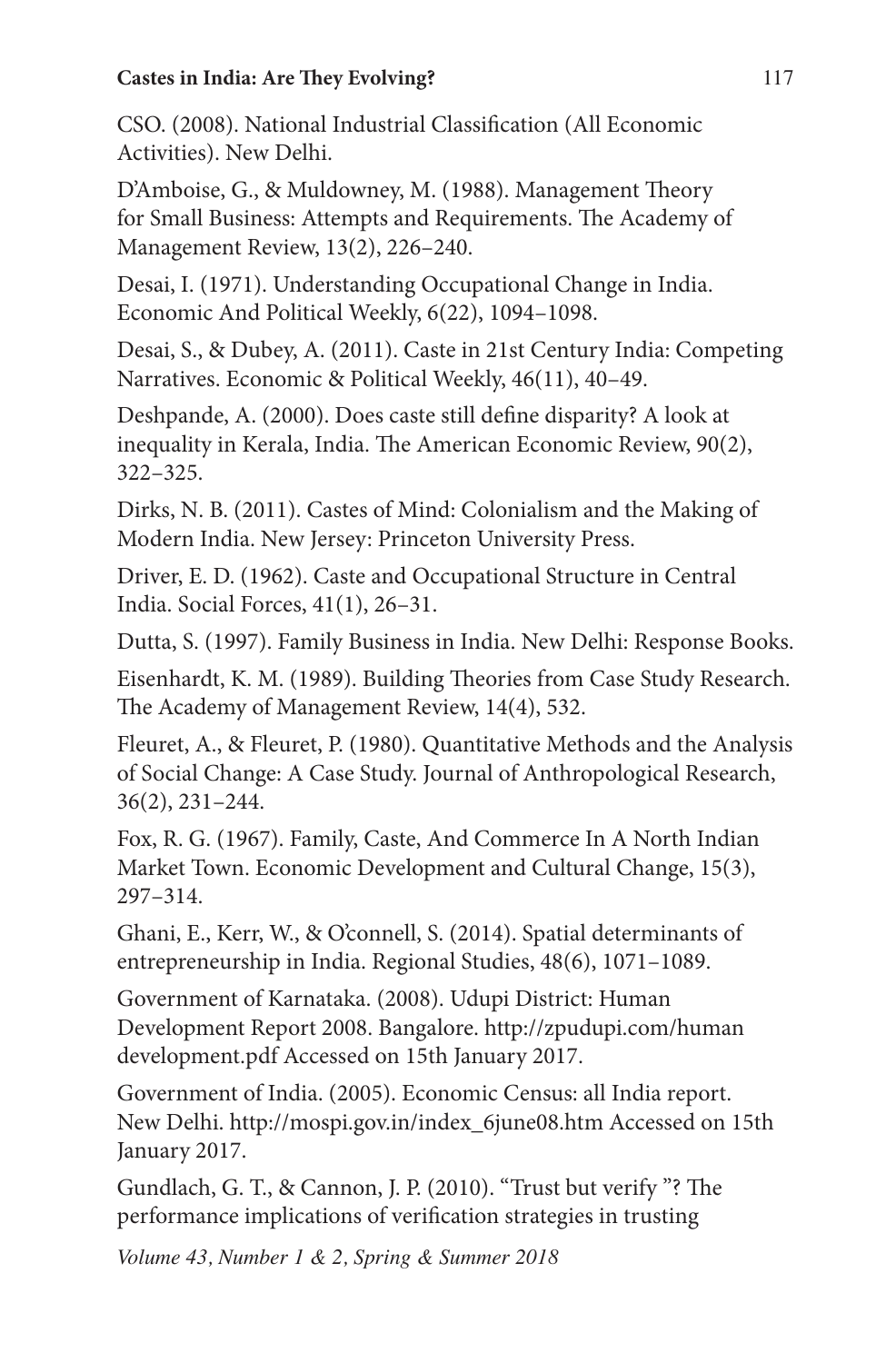CSO. (2008). National Industrial Classification (All Economic Activities). New Delhi.

D'Amboise, G., & Muldowney, M. (1988). Management Theory for Small Business: Attempts and Requirements. The Academy of Management Review, 13(2), 226–240.

Desai, I. (1971). Understanding Occupational Change in India. Economic And Political Weekly, 6(22), 1094–1098.

Desai, S., & Dubey, A. (2011). Caste in 21st Century India: Competing Narratives. Economic & Political Weekly, 46(11), 40–49.

Deshpande, A. (2000). Does caste still define disparity? A look at inequality in Kerala, India. The American Economic Review, 90(2), 322–325.

Dirks, N. B. (2011). Castes of Mind: Colonialism and the Making of Modern India. New Jersey: Princeton University Press.

Driver, E. D. (1962). Caste and Occupational Structure in Central India. Social Forces, 41(1), 26–31.

Dutta, S. (1997). Family Business in India. New Delhi: Response Books.

Eisenhardt, K. M. (1989). Building Theories from Case Study Research. The Academy of Management Review, 14(4), 532.

Fleuret, A., & Fleuret, P. (1980). Quantitative Methods and the Analysis of Social Change: A Case Study. Journal of Anthropological Research, 36(2), 231–244.

Fox, R. G. (1967). Family, Caste, And Commerce In A North Indian Market Town. Economic Development and Cultural Change, 15(3), 297–314.

Ghani, E., Kerr, W., & O'connell, S. (2014). Spatial determinants of entrepreneurship in India. Regional Studies, 48(6), 1071–1089.

Government of Karnataka. (2008). Udupi District: Human Development Report 2008. Bangalore. http://zpudupi.com/human development.pdf Accessed on 15th January 2017.

Government of India. (2005). Economic Census: all India report. New Delhi. http://mospi.gov.in/index_6june08.htm Accessed on 15th January 2017.

Gundlach, G. T., & Cannon, J. P. (2010). "Trust but verify "? The performance implications of verification strategies in trusting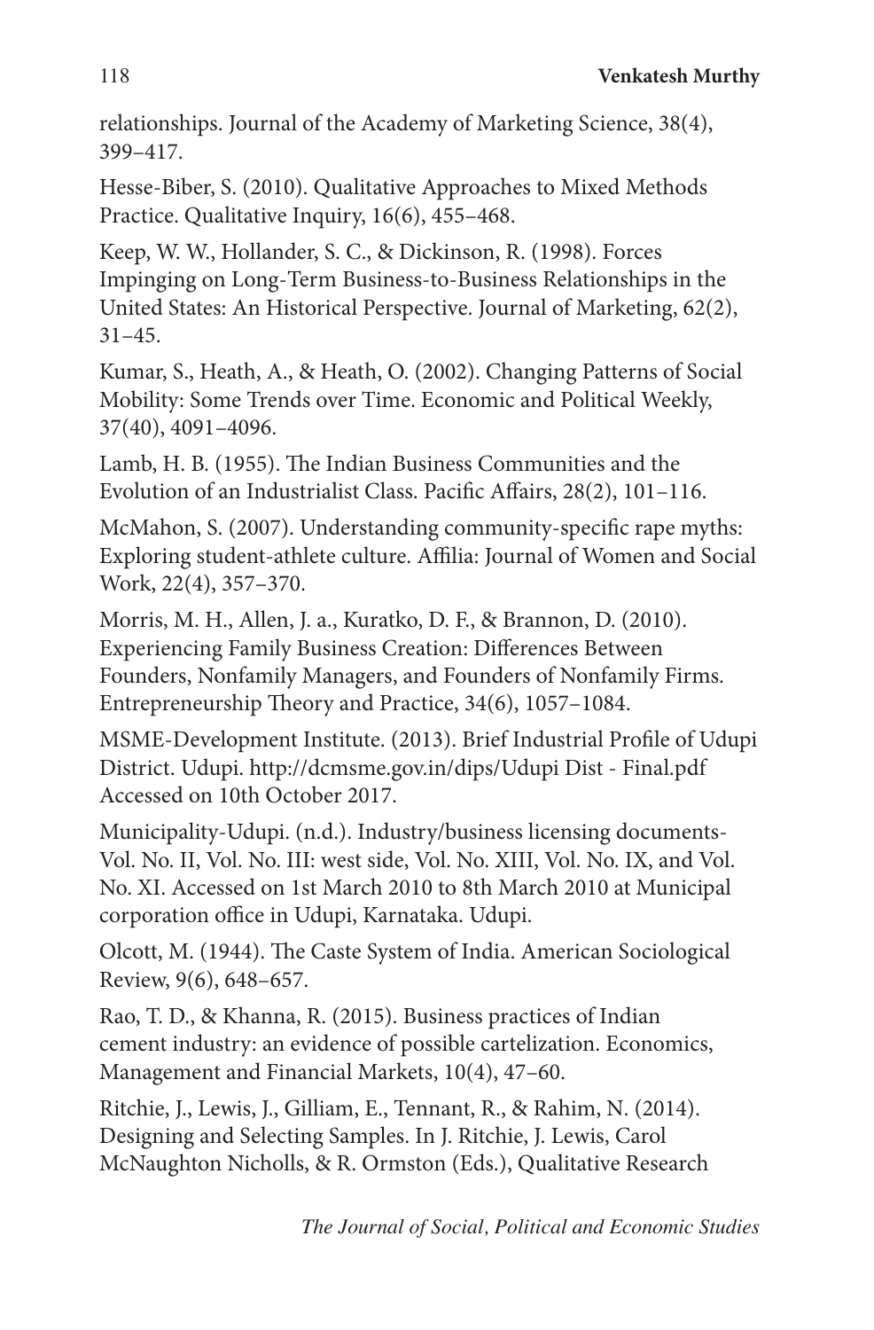relationships. Journal of the Academy of Marketing Science, 38(4), 399–417.

Hesse-Biber, S. (2010). Qualitative Approaches to Mixed Methods Practice. Qualitative Inquiry, 16(6), 455–468.

Keep, W. W., Hollander, S. C., & Dickinson, R. (1998). Forces Impinging on Long-Term Business-to-Business Relationships in the United States: An Historical Perspective. Journal of Marketing, 62(2), 31–45.

Kumar, S., Heath, A., & Heath, O. (2002). Changing Patterns of Social Mobility: Some Trends over Time. Economic and Political Weekly, 37(40), 4091–4096.

Lamb, H. B. (1955). The Indian Business Communities and the Evolution of an Industrialist Class. Pacific Affairs, 28(2), 101–116.

McMahon, S. (2007). Understanding community-specific rape myths: Exploring student-athlete culture. Affilia: Journal of Women and Social Work, 22(4), 357–370.

Morris, M. H., Allen, J. a., Kuratko, D. F., & Brannon, D. (2010). Experiencing Family Business Creation: Differences Between Founders, Nonfamily Managers, and Founders of Nonfamily Firms. Entrepreneurship Theory and Practice, 34(6), 1057–1084.

MSME-Development Institute. (2013). Brief Industrial Profile of Udupi District. Udupi. http://dcmsme.gov.in/dips/Udupi Dist - Final.pdf Accessed on 10th October 2017.

Municipality-Udupi. (n.d.). Industry/business licensing documents- Vol. No. II, Vol. No. III: west side, Vol. No. XIII, Vol. No. IX, and Vol. No. XI. Accessed on 1st March 2010 to 8th March 2010 at Municipal corporation office in Udupi, Karnataka. Udupi.

Olcott, M. (1944). The Caste System of India. American Sociological Review, 9(6), 648–657.

Rao, T. D., & Khanna, R. (2015). Business practices of Indian cement industry: an evidence of possible cartelization. Economics, Management and Financial Markets, 10(4), 47–60.

Ritchie, J., Lewis, J., Gilliam, E., Tennant, R., & Rahim, N. (2014). Designing and Selecting Samples. In J. Ritchie, J. Lewis, Carol McNaughton Nicholls, & R. Ormston (Eds.), Qualitative Research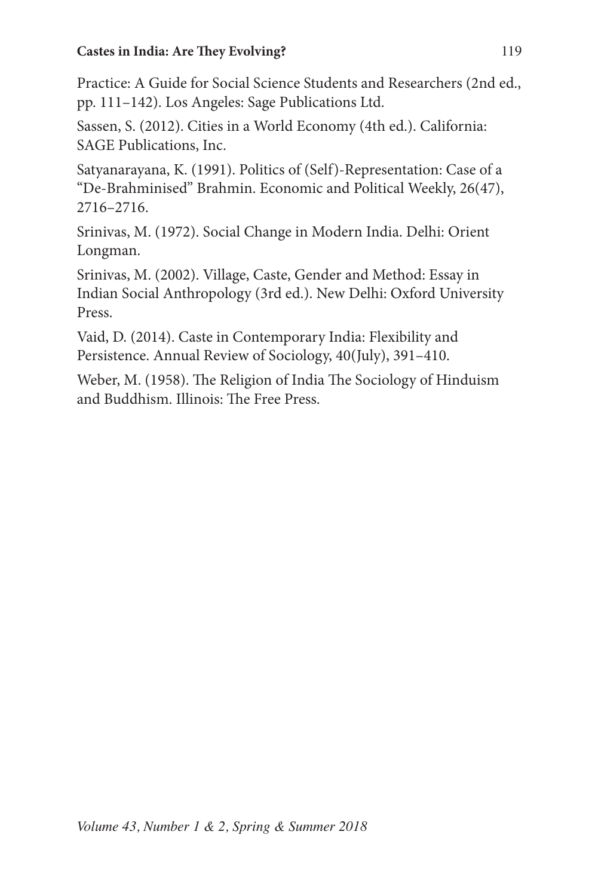Practice: A Guide for Social Science Students and Researchers (2nd ed., pp. 111–142). Los Angeles: Sage Publications Ltd.

Sassen, S. (2012). Cities in a World Economy (4th ed.). California: SAGE Publications, Inc.

Satyanarayana, K. (1991). Politics of (Self)-Representation: Case of a "De-Brahminised" Brahmin. Economic and Political Weekly, 26(47), 2716–2716.

Srinivas, M. (1972). Social Change in Modern India. Delhi: Orient Longman.

Srinivas, M. (2002). Village, Caste, Gender and Method: Essay in Indian Social Anthropology (3rd ed.). New Delhi: Oxford University Press.

Vaid, D. (2014). Caste in Contemporary India: Flexibility and Persistence. Annual Review of Sociology, 40(July), 391–410.

Weber, M. (1958). The Religion of India The Sociology of Hinduism and Buddhism. Illinois: The Free Press.